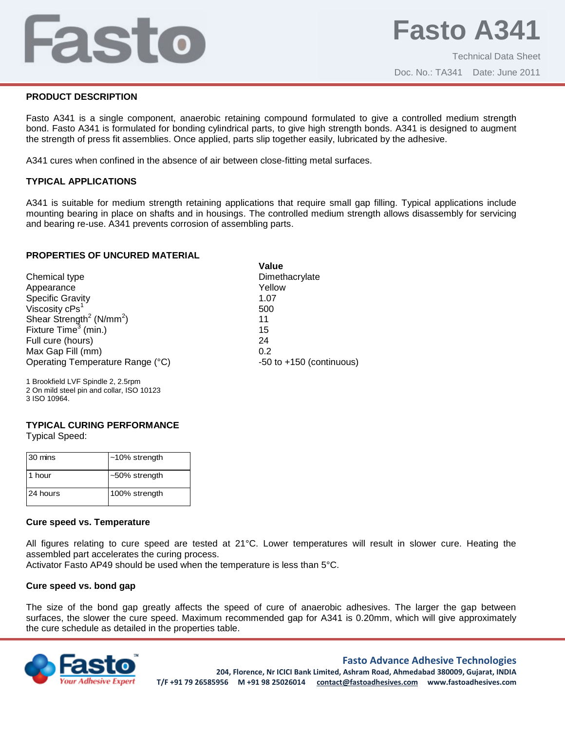# Fasto A341

Technical Data Sheet

Doc. No.: TA341 Date: June 2011

## PRODUCT DESCRIPTION

Fasto A341 is a single component, anaerobic retaining compound formulated to give a controlled medium strength bond. Fasto A341 is formulated for bonding cylindrical parts, to give high strength bonds. A341 is designed to augment the strength of press fit assemblies. Once applied, parts slip together easily, lubricated by the adhesive.

A341 cures when confined in the absence of air between close-fitting metal surfaces.

## TYPICAL APPLICATIONS

A341 is suitable for medium strength retaining applications that require small gap filling. Typical applications include mounting bearing in place on shafts and in housings. The controlled medium strength allows disassembly for servicing and bearing re-use. A341 prevents corrosion of assembling parts.

## PROPERTIES OF UNCURED MATERIAL

| | **Value** |
|---|---|
| Chemical type | Dimethacrylate |
| Appearance | Yellow |
| Specific Gravity | 1.07 |
| Viscosity cPs[1] | 500 |
| Shear Strength[2] (N/mm$^2$) | 11 |
| Fixture Time[3] (min.) | 15 |
| Full cure (hours) | 24 |
| Max Gap Fill (mm) | 0.2 |
| Operating Temperature Range (°C) | -50 to +150 (continuous) |

1 Brookfield LVF Spindle 2, 2.5rpm
2 On mild steel pin and collar, ISO 10123
3 ISO 10964.

## TYPICAL CURING PERFORMANCE

Typical Speed:

| | |
|---|---|
| 30 mins | ~10% strength |
| 1 hour | ~50% strength |
| 24 hours | 100% strength |

### Cure speed vs. Temperature

All figures relating to cure speed are tested at 21°C. Lower temperatures will result in slower cure. Heating the assembled part accelerates the curing process.
Activator Fasto AP49 should be used when the temperature is less than 5°C.

### Cure speed vs. bond gap

The size of the bond gap greatly affects the speed of cure of anaerobic adhesives. The larger the gap between surfaces, the slower the cure speed. Maximum recommended gap for A341 is 0.20mm, which will give approximately the cure schedule as detailed in the properties table.

**Fasto Advance Adhesive Technologies**
204, Florence, Nr ICICI Bank Limited, Ashram Road, Ahmedabad 380009, Gujarat, INDIA
T/F +91 79 26585956 M +91 98 25026014 contact@fastoadhesives.com www.fastoadhesives.com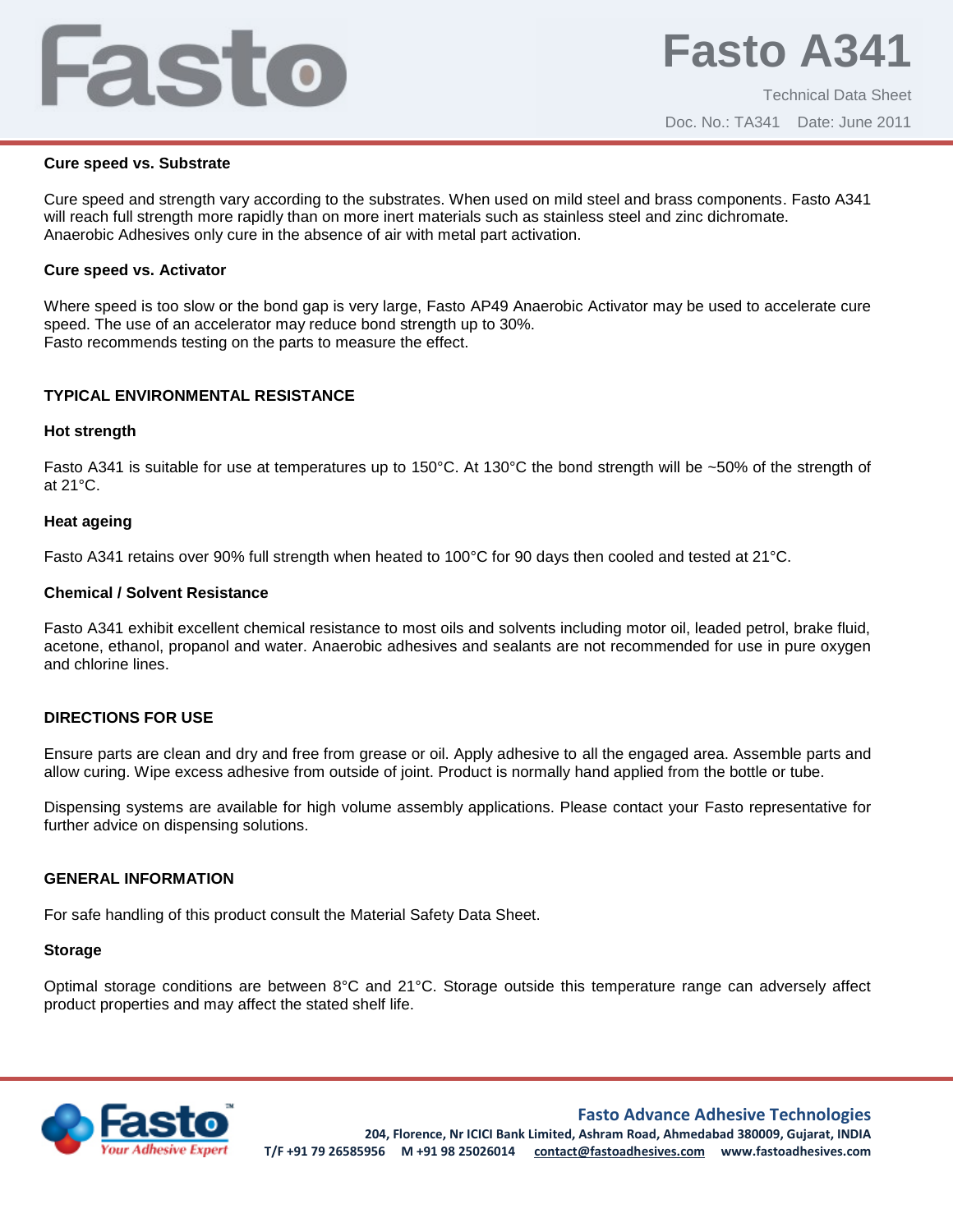#### Cure speed vs. Substrate

Cure speed and strength vary according to the substrates. When used on mild steel and brass components. Fasto A341 will reach full strength more rapidly than on more inert materials such as stainless steel and zinc dichromate. Anaerobic Adhesives only cure in the absence of air with metal part activation.

#### Cure speed vs. Activator

Where speed is too slow or the bond gap is very large, Fasto AP49 Anaerobic Activator may be used to accelerate cure speed. The use of an accelerator may reduce bond strength up to 30%.
Fasto recommends testing on the parts to measure the effect.

### TYPICAL ENVIRONMENTAL RESISTANCE

#### Hot strength

Fasto A341 is suitable for use at temperatures up to 150°C. At 130°C the bond strength will be ~50% of the strength of at 21°C.

#### Heat ageing

Fasto A341 retains over 90% full strength when heated to 100°C for 90 days then cooled and tested at 21°C.

#### Chemical / Solvent Resistance

Fasto A341 exhibit excellent chemical resistance to most oils and solvents including motor oil, leaded petrol, brake fluid, acetone, ethanol, propanol and water. Anaerobic adhesives and sealants are not recommended for use in pure oxygen and chlorine lines.

### DIRECTIONS FOR USE

Ensure parts are clean and dry and free from grease or oil. Apply adhesive to all the engaged area. Assemble parts and allow curing. Wipe excess adhesive from outside of joint. Product is normally hand applied from the bottle or tube.

Dispensing systems are available for high volume assembly applications. Please contact your Fasto representative for further advice on dispensing solutions.

### GENERAL INFORMATION

For safe handling of this product consult the Material Safety Data Sheet.

#### Storage

Optimal storage conditions are between 8°C and 21°C. Storage outside this temperature range can adversely affect product properties and may affect the stated shelf life.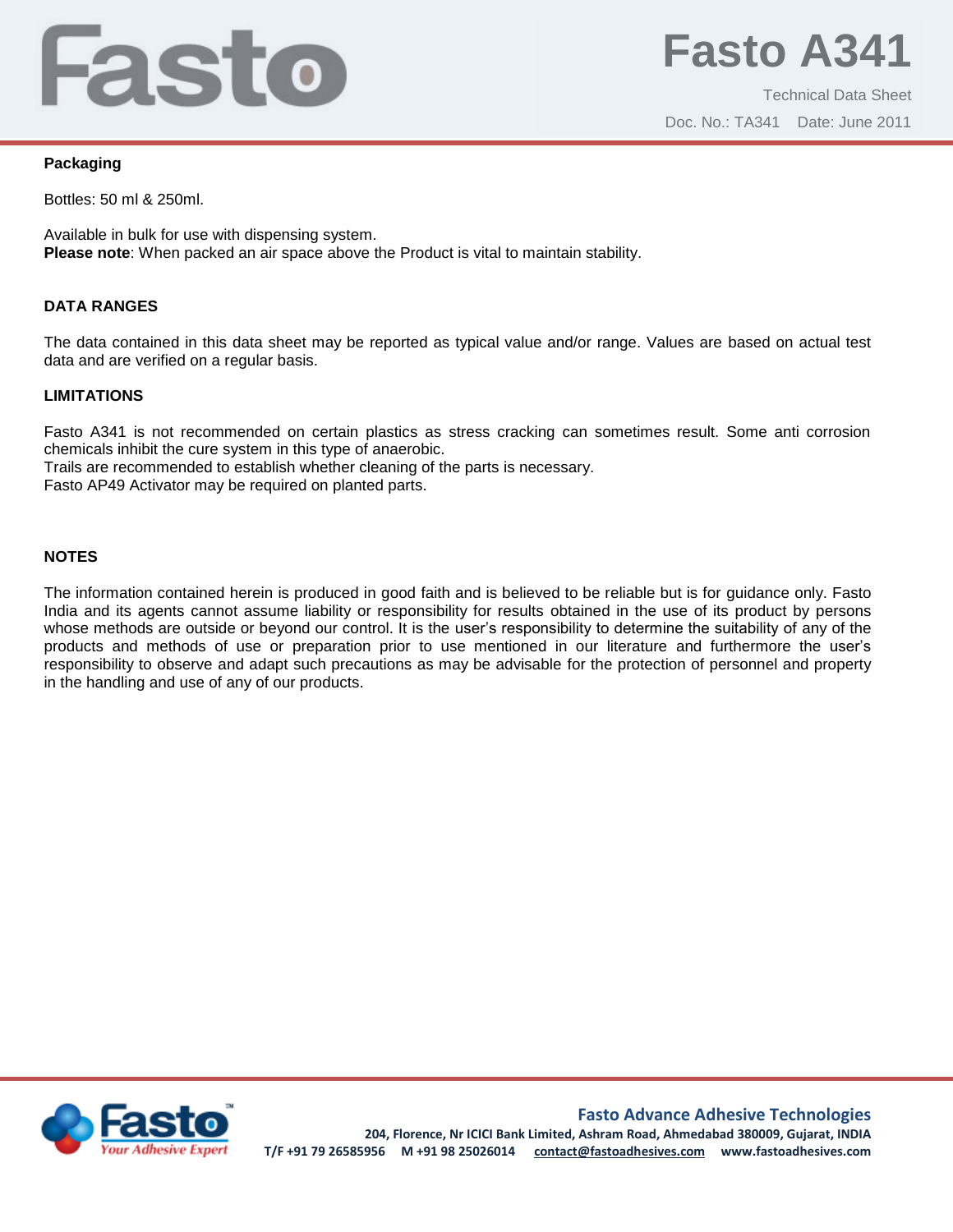**Packaging**

Bottles: 50 ml & 250ml.

Available in bulk for use with dispensing system.
**Please note**: When packed an air space above the Product is vital to maintain stability.

## DATA RANGES

The data contained in this data sheet may be reported as typical value and/or range. Values are based on actual test data and are verified on a regular basis.

## LIMITATIONS

Fasto A341 is not recommended on certain plastics as stress cracking can sometimes result. Some anti corrosion chemicals inhibit the cure system in this type of anaerobic.
Trails are recommended to establish whether cleaning of the parts is necessary.
Fasto AP49 Activator may be required on planted parts.

## NOTES

The information contained herein is produced in good faith and is believed to be reliable but is for guidance only. Fasto India and its agents cannot assume liability or responsibility for results obtained in the use of its product by persons whose methods are outside or beyond our control. It is the user's responsibility to determine the suitability of any of the products and methods of use or preparation prior to use mentioned in our literature and furthermore the user's responsibility to observe and adapt such precautions as may be advisable for the protection of personnel and property in the handling and use of any of our products.